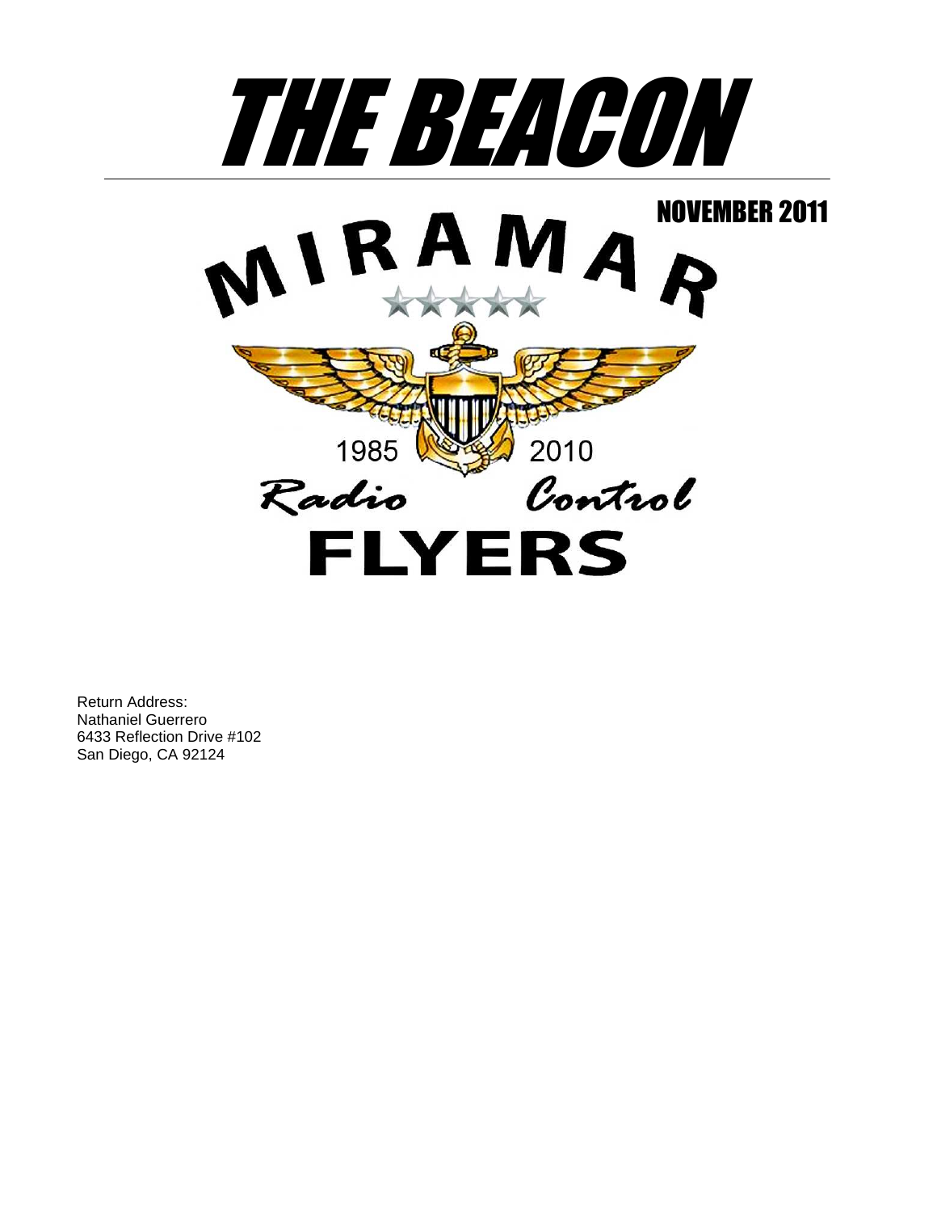# THE BEACON

## NOVEMBER 2011

MIRAMAR

1985 2010

Radio Control

FLYERS

Return Address:
Nathaniel Guerrero
6433 Reflection Drive #102
San Diego, CA 92124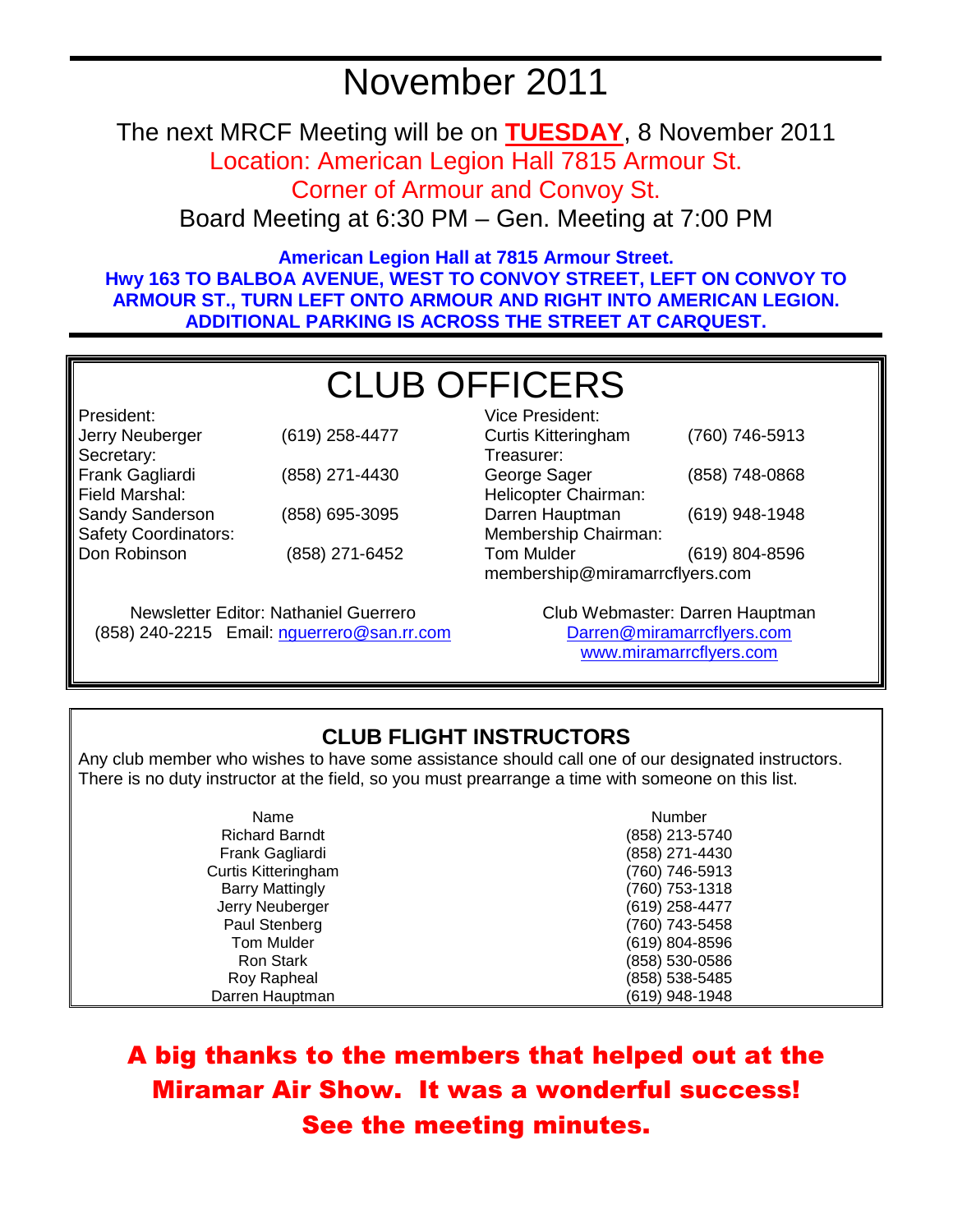# November 2011

The next MRCF Meeting will be on **TUESDAY**, 8 November 2011
Location: American Legion Hall 7815 Armour St.
Corner of Armour and Convoy St.
Board Meeting at 6:30 PM – Gen. Meeting at 7:00 PM

**American Legion Hall at 7815 Armour Street.**
**Hwy 163 TO BALBOA AVENUE, WEST TO CONVOY STREET, LEFT ON CONVOY TO ARMOUR ST., TURN LEFT ONTO ARMOUR AND RIGHT INTO AMERICAN LEGION. ADDITIONAL PARKING IS ACROSS THE STREET AT CARQUEST.**

# CLUB OFFICERS

President:
Jerry Neuberger (619) 258-4477

Secretary:
Frank Gagliardi (858) 271-4430

Field Marshal:
Sandy Sanderson (858) 695-3095

Safety Coordinators:
Don Robinson (858) 271-6452

Vice President:
Curtis Kitteringham (760) 746-5913

Treasurer:
George Sager (858) 748-0868

Helicopter Chairman:
Darren Hauptman (619) 948-1948

Membership Chairman:
Tom Mulder (619) 804-8596
membership@miramarrcflyers.com

Newsletter Editor: Nathaniel Guerrero
(858) 240-2215 Email: nguerrero@san.rr.com

Club Webmaster: Darren Hauptman
Darren@miramarrcflyers.com
www.miramarrcflyers.com

## CLUB FLIGHT INSTRUCTORS

Any club member who wishes to have some assistance should call one of our designated instructors. There is no duty instructor at the field, so you must prearrange a time with someone on this list.

| Name | Number |
|---|---|
| Richard Barndt | (858) 213-5740 |
| Frank Gagliardi | (858) 271-4430 |
| Curtis Kitteringham | (760) 746-5913 |
| Barry Mattingly | (760) 753-1318 |
| Jerry Neuberger | (619) 258-4477 |
| Paul Stenberg | (760) 743-5458 |
| Tom Mulder | (619) 804-8596 |
| Ron Stark | (858) 530-0586 |
| Roy Rapheal | (858) 538-5485 |
| Darren Hauptman | (619) 948-1948 |

**A big thanks to the members that helped out at the Miramar Air Show. It was a wonderful success! See the meeting minutes.**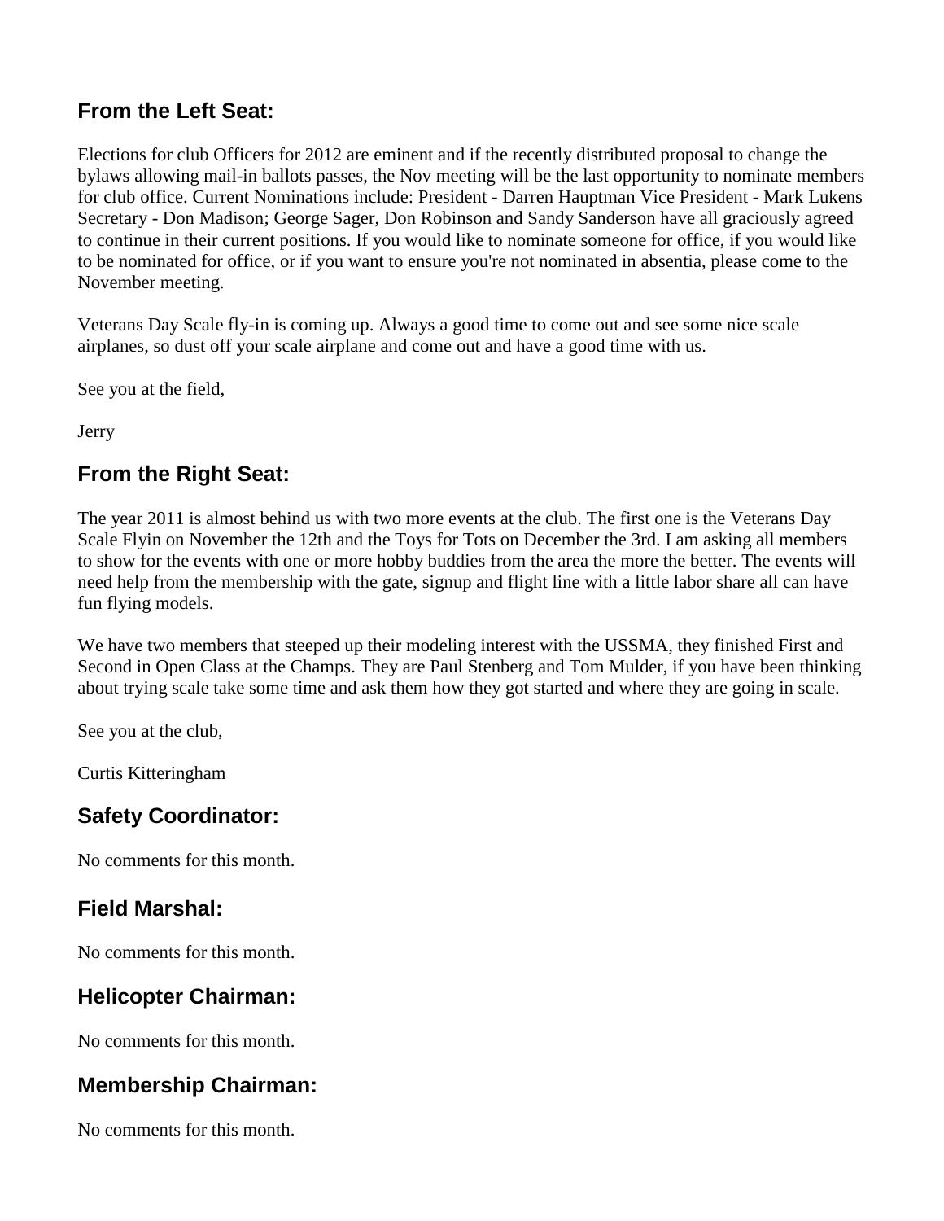## From the Left Seat:

Elections for club Officers for 2012 are eminent and if the recently distributed proposal to change the bylaws allowing mail-in ballots passes, the Nov meeting will be the last opportunity to nominate members for club office. Current Nominations include: President - Darren Hauptman Vice President - Mark Lukens Secretary - Don Madison; George Sager, Don Robinson and Sandy Sanderson have all graciously agreed to continue in their current positions. If you would like to nominate someone for office, if you would like to be nominated for office, or if you want to ensure you're not nominated in absentia, please come to the November meeting.

Veterans Day Scale fly-in is coming up. Always a good time to come out and see some nice scale airplanes, so dust off your scale airplane and come out and have a good time with us.

See you at the field,

Jerry

## From the Right Seat:

The year 2011 is almost behind us with two more events at the club. The first one is the Veterans Day Scale Flyin on November the 12th and the Toys for Tots on December the 3rd. I am asking all members to show for the events with one or more hobby buddies from the area the more the better. The events will need help from the membership with the gate, signup and flight line with a little labor share all can have fun flying models.

We have two members that steeped up their modeling interest with the USSMA, they finished First and Second in Open Class at the Champs. They are Paul Stenberg and Tom Mulder, if you have been thinking about trying scale take some time and ask them how they got started and where they are going in scale.

See you at the club,

Curtis Kitteringham

## Safety Coordinator:

No comments for this month.

## Field Marshal:

No comments for this month.

## Helicopter Chairman:

No comments for this month.

## Membership Chairman:

No comments for this month.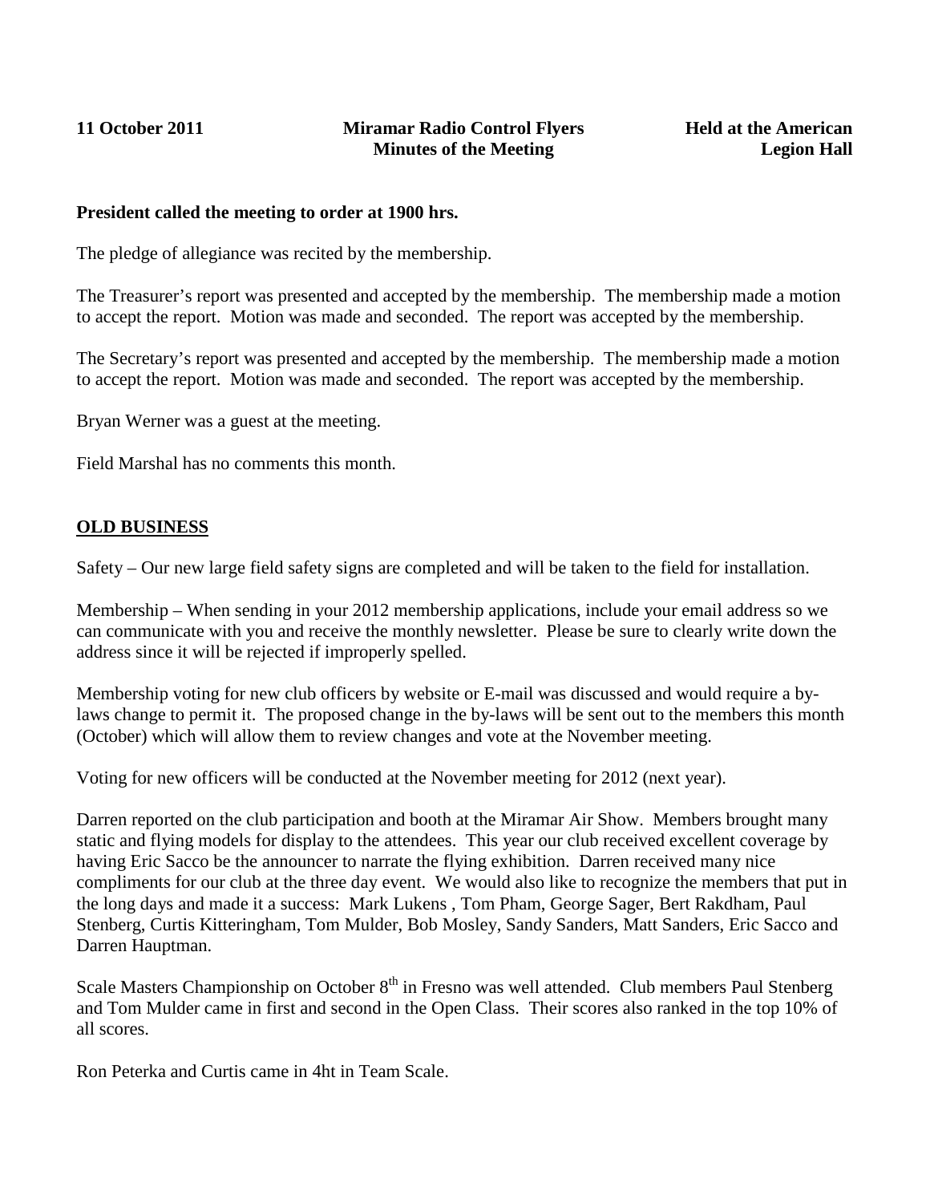**11 October 2011** | **Miramar Radio Control Flyers** | **Held at the American Legion Hall**

**Minutes of the Meeting**

**President called the meeting to order at 1900 hrs.**

The pledge of allegiance was recited by the membership.

The Treasurer's report was presented and accepted by the membership. The membership made a motion to accept the report. Motion was made and seconded. The report was accepted by the membership.

The Secretary's report was presented and accepted by the membership. The membership made a motion to accept the report. Motion was made and seconded. The report was accepted by the membership.

Bryan Werner was a guest at the meeting.

Field Marshal has no comments this month.

## OLD BUSINESS

Safety – Our new large field safety signs are completed and will be taken to the field for installation.

Membership – When sending in your 2012 membership applications, include your email address so we can communicate with you and receive the monthly newsletter. Please be sure to clearly write down the address since it will be rejected if improperly spelled.

Membership voting for new club officers by website or E-mail was discussed and would require a by-laws change to permit it. The proposed change in the by-laws will be sent out to the members this month (October) which will allow them to review changes and vote at the November meeting.

Voting for new officers will be conducted at the November meeting for 2012 (next year).

Darren reported on the club participation and booth at the Miramar Air Show. Members brought many static and flying models for display to the attendees. This year our club received excellent coverage by having Eric Sacco be the announcer to narrate the flying exhibition. Darren received many nice compliments for our club at the three day event. We would also like to recognize the members that put in the long days and made it a success: Mark Lukens , Tom Pham, George Sager, Bert Rakdham, Paul Stenberg, Curtis Kitteringham, Tom Mulder, Bob Mosley, Sandy Sanders, Matt Sanders, Eric Sacco and Darren Hauptman.

Scale Masters Championship on October 8th in Fresno was well attended. Club members Paul Stenberg and Tom Mulder came in first and second in the Open Class. Their scores also ranked in the top 10% of all scores.

Ron Peterka and Curtis came in 4ht in Team Scale.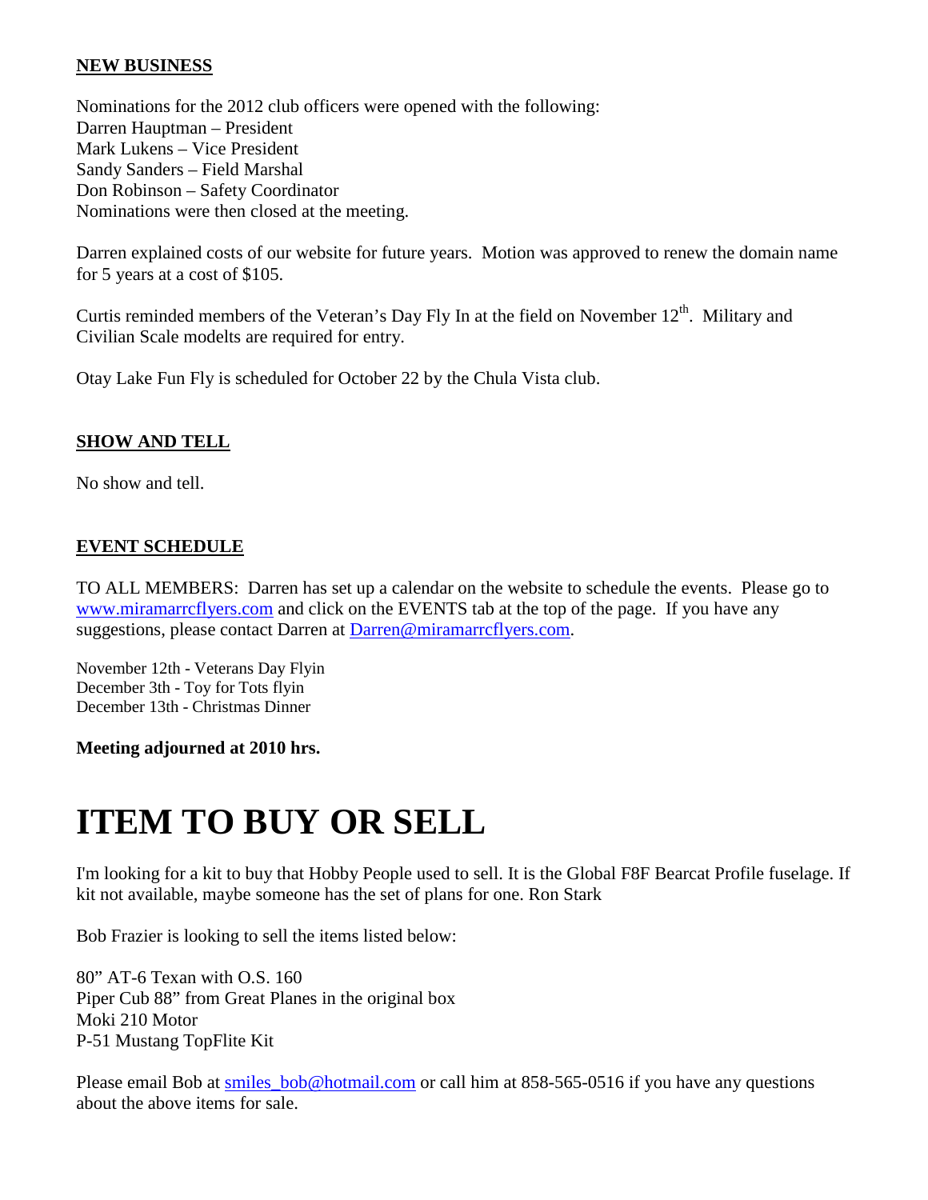## NEW BUSINESS

Nominations for the 2012 club officers were opened with the following:
Darren Hauptman – President
Mark Lukens – Vice President
Sandy Sanders – Field Marshal
Don Robinson – Safety Coordinator
Nominations were then closed at the meeting.

Darren explained costs of our website for future years. Motion was approved to renew the domain name for 5 years at a cost of $105.

Curtis reminded members of the Veteran's Day Fly In at the field on November 12th. Military and Civilian Scale modelts are required for entry.

Otay Lake Fun Fly is scheduled for October 22 by the Chula Vista club.

## SHOW AND TELL

No show and tell.

## EVENT SCHEDULE

TO ALL MEMBERS: Darren has set up a calendar on the website to schedule the events. Please go to www.miramarrcflyers.com and click on the EVENTS tab at the top of the page. If you have any suggestions, please contact Darren at Darren@miramarrcflyers.com.

November 12th - Veterans Day Flyin
December 3th - Toy for Tots flyin
December 13th - Christmas Dinner

**Meeting adjourned at 2010 hrs.**

# ITEM TO BUY OR SELL

I'm looking for a kit to buy that Hobby People used to sell. It is the Global F8F Bearcat Profile fuselage. If kit not available, maybe someone has the set of plans for one. Ron Stark

Bob Frazier is looking to sell the items listed below:

80" AT-6 Texan with O.S. 160
Piper Cub 88" from Great Planes in the original box
Moki 210 Motor
P-51 Mustang TopFlite Kit

Please email Bob at smiles_bob@hotmail.com or call him at 858-565-0516 if you have any questions about the above items for sale.